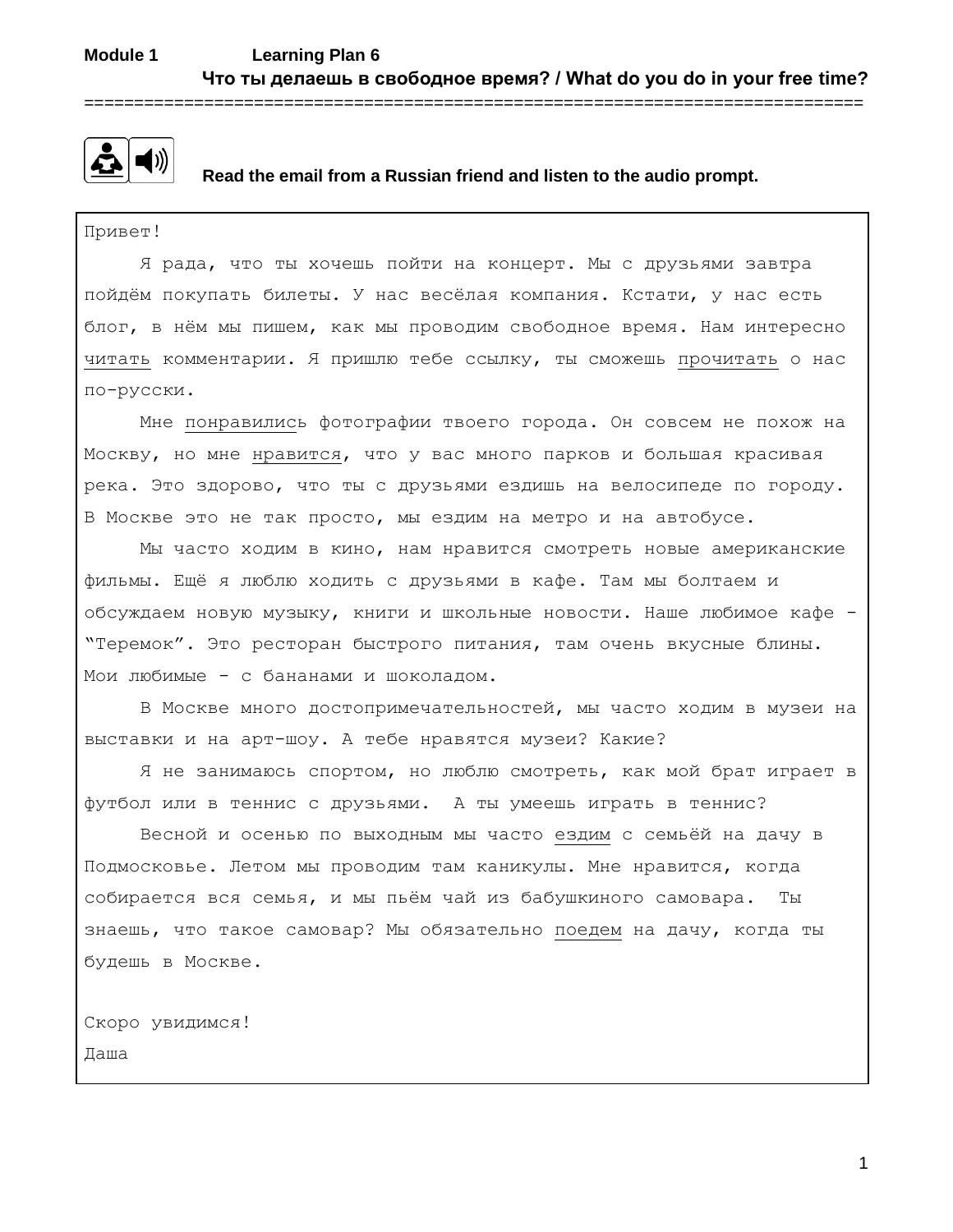**Module 1 Learning Plan 6**

## Что ты делаешь в свободное время? / What do you do in your free time?

==========================================================================

**Read the email from a Russian friend and listen to the audio prompt.**

Привет!

Я рада, что ты хочешь пойти на концерт. Мы с друзьями завтра пойдём покупать билеты. У нас весёлая компания. Кстати, у нас есть блог, в нём мы пишем, как мы проводим свободное время. Нам интересно <u>читать</u> комментарии. Я пришлю тебе ссылку, ты сможешь <u>прочитать</u> о нас по-русски.

Мне <u>понравились</u> фотографии твоего города. Он совсем не похож на Москву, но мне <u>нравится</u>, что у вас много парков и большая красивая река. Это здорово, что ты с друзьями ездишь на велосипеде по городу. В Москве это не так просто, мы ездим на метро и на автобусе.

Мы часто ходим в кино, нам нравится смотреть новые американские фильмы. Ещё я люблю ходить с друзьями в кафе. Там мы болтаем и обсуждаем новую музыку, книги и школьные новости. Наше любимое кафе - “Теремок”. Это ресторан быстрого питания, там очень вкусные блины. Мои любимые - с бананами и шоколадом.

В Москве много достопримечательностей, мы часто ходим в музеи на выставки и на арт-шоу. А тебе нравятся музеи? Какие?

Я не занимаюсь спортом, но люблю смотреть, как мой брат играет в футбол или в теннис с друзьями. А ты умеешь играть в теннис?

Весной и осенью по выходным мы часто <u>ездим</u> с семьёй на дачу в Подмосковье. Летом мы проводим там каникулы. Мне нравится, когда собирается вся семья, и мы пьём чай из бабушкиного самовара. Ты знаешь, что такое самовар? Мы обязательно <u>поедем</u> на дачу, когда ты будешь в Москве.

Скоро увидимся!

Даша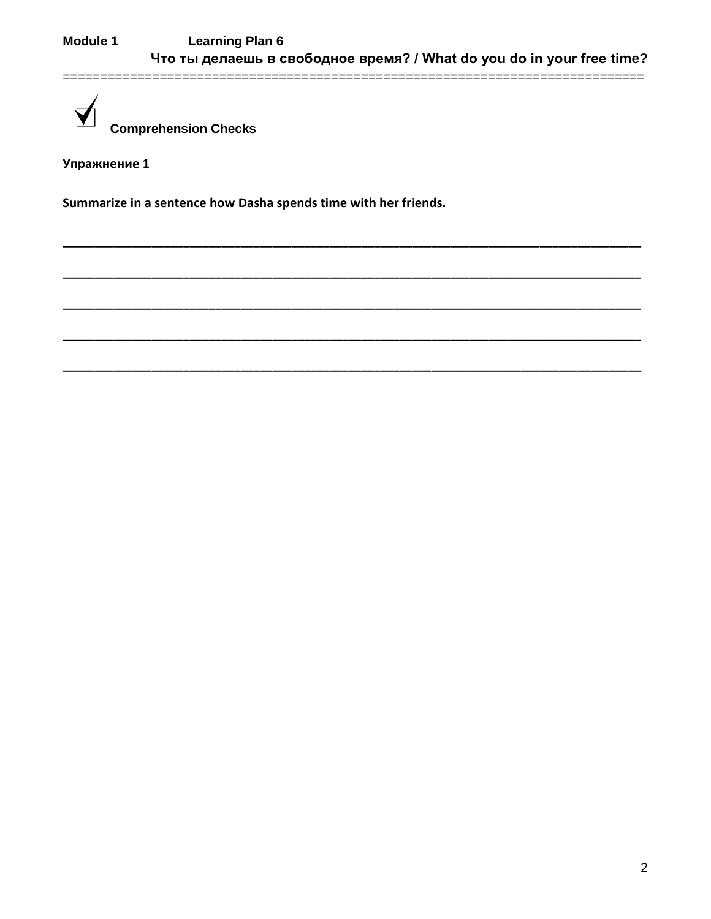**Module 1** **Learning Plan 6**

**Что ты делаешь в свободное время? / What do you do in your free time?**

===========================================================================

**Comprehension Checks**

**Упражнение 1**

**Summarize in a sentence how Dasha spends time with her friends.**

______________________________________________________________________________

______________________________________________________________________________

______________________________________________________________________________

______________________________________________________________________________

______________________________________________________________________________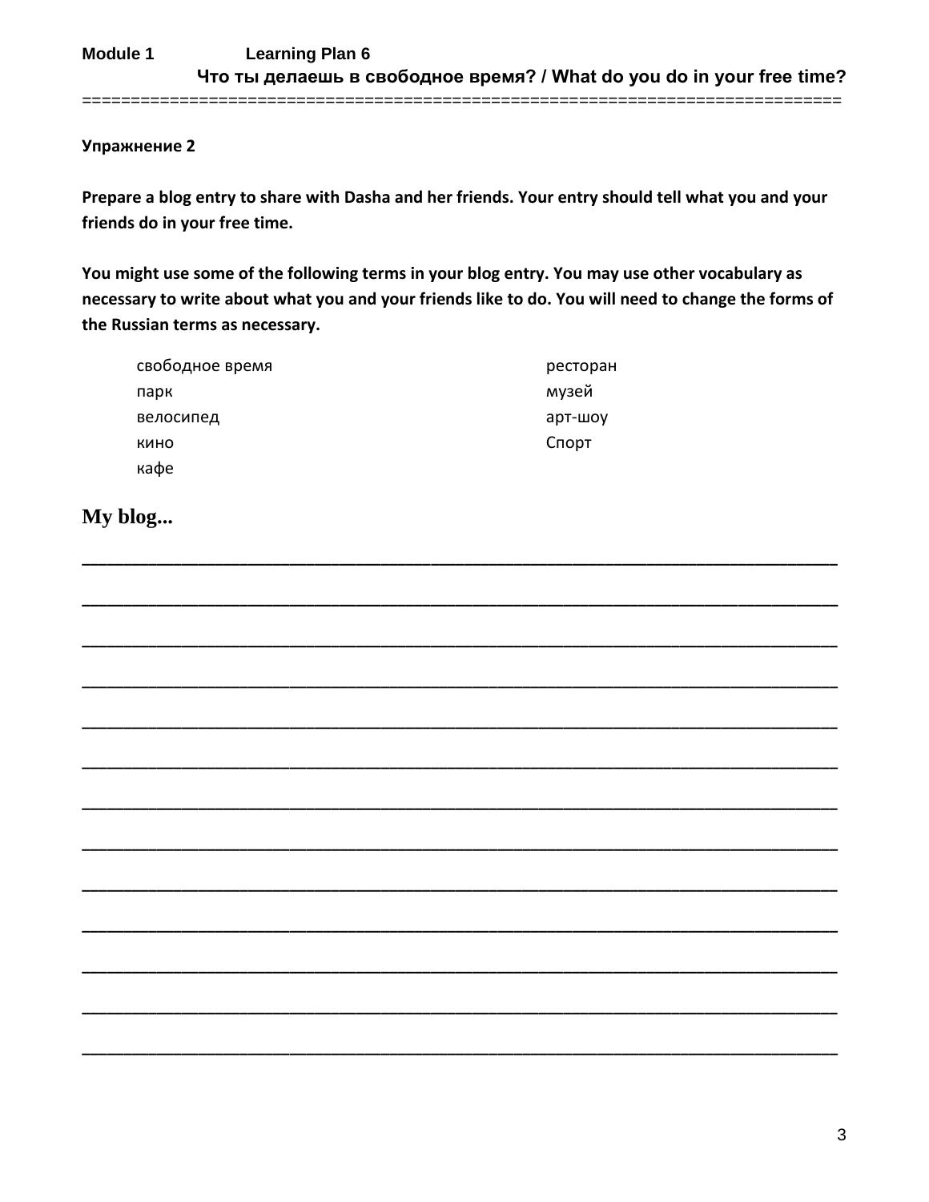**Module 1** **Learning Plan 6**

**Что ты делаешь в свободное время? / What do you do in your free time?**

===========================================================================

**Упражнение 2**

**Prepare a blog entry to share with Dasha and her friends. Your entry should tell what you and your friends do in your free time.**

**You might use some of the following terms in your blog entry. You may use other vocabulary as necessary to write about what you and your friends like to do. You will need to change the forms of the Russian terms as necessary.**

| | |
|---|---|
| свободное время | ресторан |
| парк | музей |
| велосипед | арт-шоу |
| кино | Спорт |
| кафе | |

**My blog...**

_____________________________________________________________________________

_____________________________________________________________________________

_____________________________________________________________________________

_____________________________________________________________________________

_____________________________________________________________________________

_____________________________________________________________________________

_____________________________________________________________________________

_____________________________________________________________________________

_____________________________________________________________________________

_____________________________________________________________________________

_____________________________________________________________________________

_____________________________________________________________________________

_____________________________________________________________________________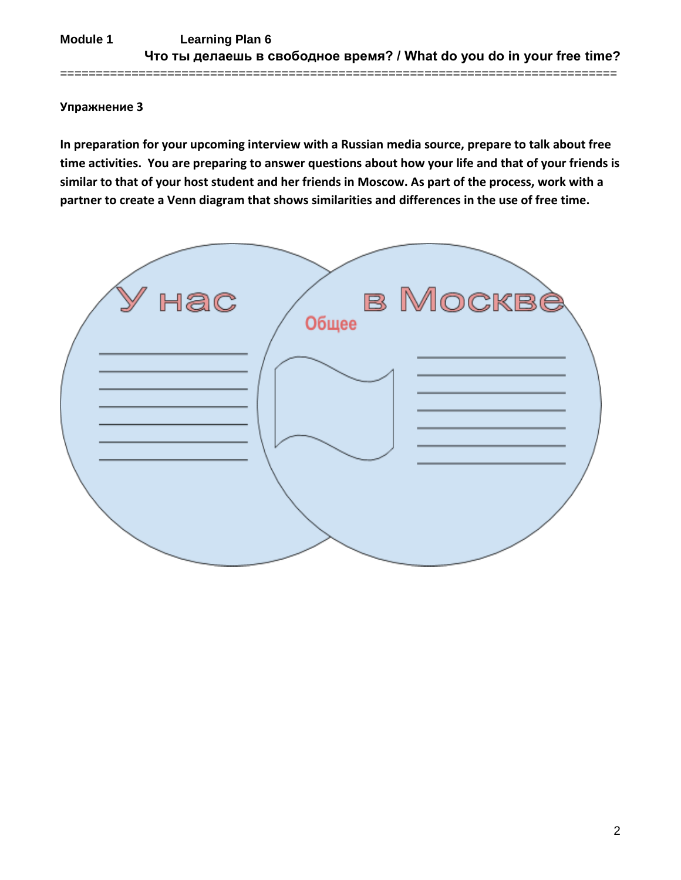**Module 1** **Learning Plan 6**

**Что ты делаешь в свободное время? / What do you do in your free time?**

**Упражнение 3**

**In preparation for your upcoming interview with a Russian media source, prepare to talk about free time activities. You are preparing to answer questions about how your life and that of your friends is similar to that of your host student and her friends in Moscow. As part of the process, work with a partner to create a Venn diagram that shows similarities and differences in the use of free time.**

У нас

Общее

в Москве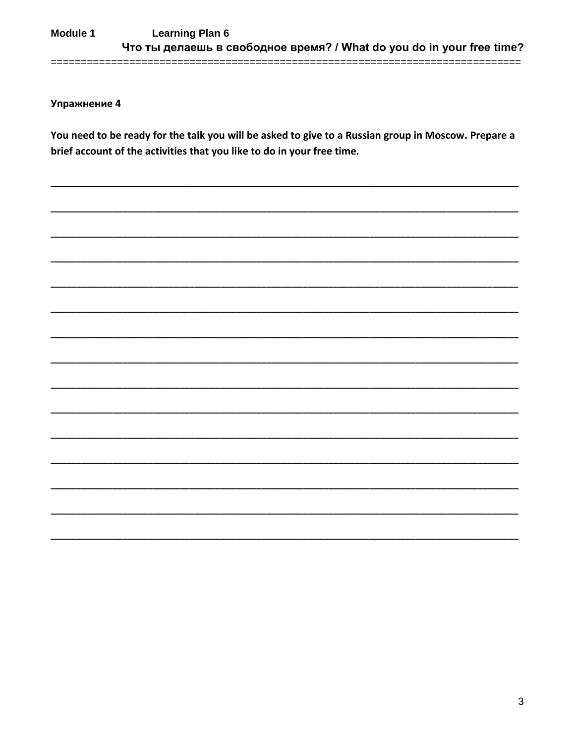**Упражнение 4**

**You need to be ready for the talk you will be asked to give to a Russian group in Moscow. Prepare a brief account of the activities that you like to do in your free time.**

\_\_\_\_\_\_\_\_\_\_\_\_\_\_\_\_\_\_\_\_\_\_\_\_\_\_\_\_\_\_\_\_\_\_\_\_\_\_\_\_\_\_\_\_\_\_\_\_\_\_\_\_\_\_\_\_\_\_\_\_\_\_\_\_\_\_\_\_\_\_\_\_\_\_\_\_\_\_\_\_

\_\_\_\_\_\_\_\_\_\_\_\_\_\_\_\_\_\_\_\_\_\_\_\_\_\_\_\_\_\_\_\_\_\_\_\_\_\_\_\_\_\_\_\_\_\_\_\_\_\_\_\_\_\_\_\_\_\_\_\_\_\_\_\_\_\_\_\_\_\_\_\_\_\_\_\_\_\_\_\_

\_\_\_\_\_\_\_\_\_\_\_\_\_\_\_\_\_\_\_\_\_\_\_\_\_\_\_\_\_\_\_\_\_\_\_\_\_\_\_\_\_\_\_\_\_\_\_\_\_\_\_\_\_\_\_\_\_\_\_\_\_\_\_\_\_\_\_\_\_\_\_\_\_\_\_\_\_\_\_\_

\_\_\_\_\_\_\_\_\_\_\_\_\_\_\_\_\_\_\_\_\_\_\_\_\_\_\_\_\_\_\_\_\_\_\_\_\_\_\_\_\_\_\_\_\_\_\_\_\_\_\_\_\_\_\_\_\_\_\_\_\_\_\_\_\_\_\_\_\_\_\_\_\_\_\_\_\_\_\_\_

\_\_\_\_\_\_\_\_\_\_\_\_\_\_\_\_\_\_\_\_\_\_\_\_\_\_\_\_\_\_\_\_\_\_\_\_\_\_\_\_\_\_\_\_\_\_\_\_\_\_\_\_\_\_\_\_\_\_\_\_\_\_\_\_\_\_\_\_\_\_\_\_\_\_\_\_\_\_\_\_

\_\_\_\_\_\_\_\_\_\_\_\_\_\_\_\_\_\_\_\_\_\_\_\_\_\_\_\_\_\_\_\_\_\_\_\_\_\_\_\_\_\_\_\_\_\_\_\_\_\_\_\_\_\_\_\_\_\_\_\_\_\_\_\_\_\_\_\_\_\_\_\_\_\_\_\_\_\_\_\_

\_\_\_\_\_\_\_\_\_\_\_\_\_\_\_\_\_\_\_\_\_\_\_\_\_\_\_\_\_\_\_\_\_\_\_\_\_\_\_\_\_\_\_\_\_\_\_\_\_\_\_\_\_\_\_\_\_\_\_\_\_\_\_\_\_\_\_\_\_\_\_\_\_\_\_\_\_\_\_\_

\_\_\_\_\_\_\_\_\_\_\_\_\_\_\_\_\_\_\_\_\_\_\_\_\_\_\_\_\_\_\_\_\_\_\_\_\_\_\_\_\_\_\_\_\_\_\_\_\_\_\_\_\_\_\_\_\_\_\_\_\_\_\_\_\_\_\_\_\_\_\_\_\_\_\_\_\_\_\_\_

\_\_\_\_\_\_\_\_\_\_\_\_\_\_\_\_\_\_\_\_\_\_\_\_\_\_\_\_\_\_\_\_\_\_\_\_\_\_\_\_\_\_\_\_\_\_\_\_\_\_\_\_\_\_\_\_\_\_\_\_\_\_\_\_\_\_\_\_\_\_\_\_\_\_\_\_\_\_\_\_

\_\_\_\_\_\_\_\_\_\_\_\_\_\_\_\_\_\_\_\_\_\_\_\_\_\_\_\_\_\_\_\_\_\_\_\_\_\_\_\_\_\_\_\_\_\_\_\_\_\_\_\_\_\_\_\_\_\_\_\_\_\_\_\_\_\_\_\_\_\_\_\_\_\_\_\_\_\_\_\_

\_\_\_\_\_\_\_\_\_\_\_\_\_\_\_\_\_\_\_\_\_\_\_\_\_\_\_\_\_\_\_\_\_\_\_\_\_\_\_\_\_\_\_\_\_\_\_\_\_\_\_\_\_\_\_\_\_\_\_\_\_\_\_\_\_\_\_\_\_\_\_\_\_\_\_\_\_\_\_\_

\_\_\_\_\_\_\_\_\_\_\_\_\_\_\_\_\_\_\_\_\_\_\_\_\_\_\_\_\_\_\_\_\_\_\_\_\_\_\_\_\_\_\_\_\_\_\_\_\_\_\_\_\_\_\_\_\_\_\_\_\_\_\_\_\_\_\_\_\_\_\_\_\_\_\_\_\_\_\_\_

\_\_\_\_\_\_\_\_\_\_\_\_\_\_\_\_\_\_\_\_\_\_\_\_\_\_\_\_\_\_\_\_\_\_\_\_\_\_\_\_\_\_\_\_\_\_\_\_\_\_\_\_\_\_\_\_\_\_\_\_\_\_\_\_\_\_\_\_\_\_\_\_\_\_\_\_\_\_\_\_

\_\_\_\_\_\_\_\_\_\_\_\_\_\_\_\_\_\_\_\_\_\_\_\_\_\_\_\_\_\_\_\_\_\_\_\_\_\_\_\_\_\_\_\_\_\_\_\_\_\_\_\_\_\_\_\_\_\_\_\_\_\_\_\_\_\_\_\_\_\_\_\_\_\_\_\_\_\_\_\_

\_\_\_\_\_\_\_\_\_\_\_\_\_\_\_\_\_\_\_\_\_\_\_\_\_\_\_\_\_\_\_\_\_\_\_\_\_\_\_\_\_\_\_\_\_\_\_\_\_\_\_\_\_\_\_\_\_\_\_\_\_\_\_\_\_\_\_\_\_\_\_\_\_\_\_\_\_\_\_\_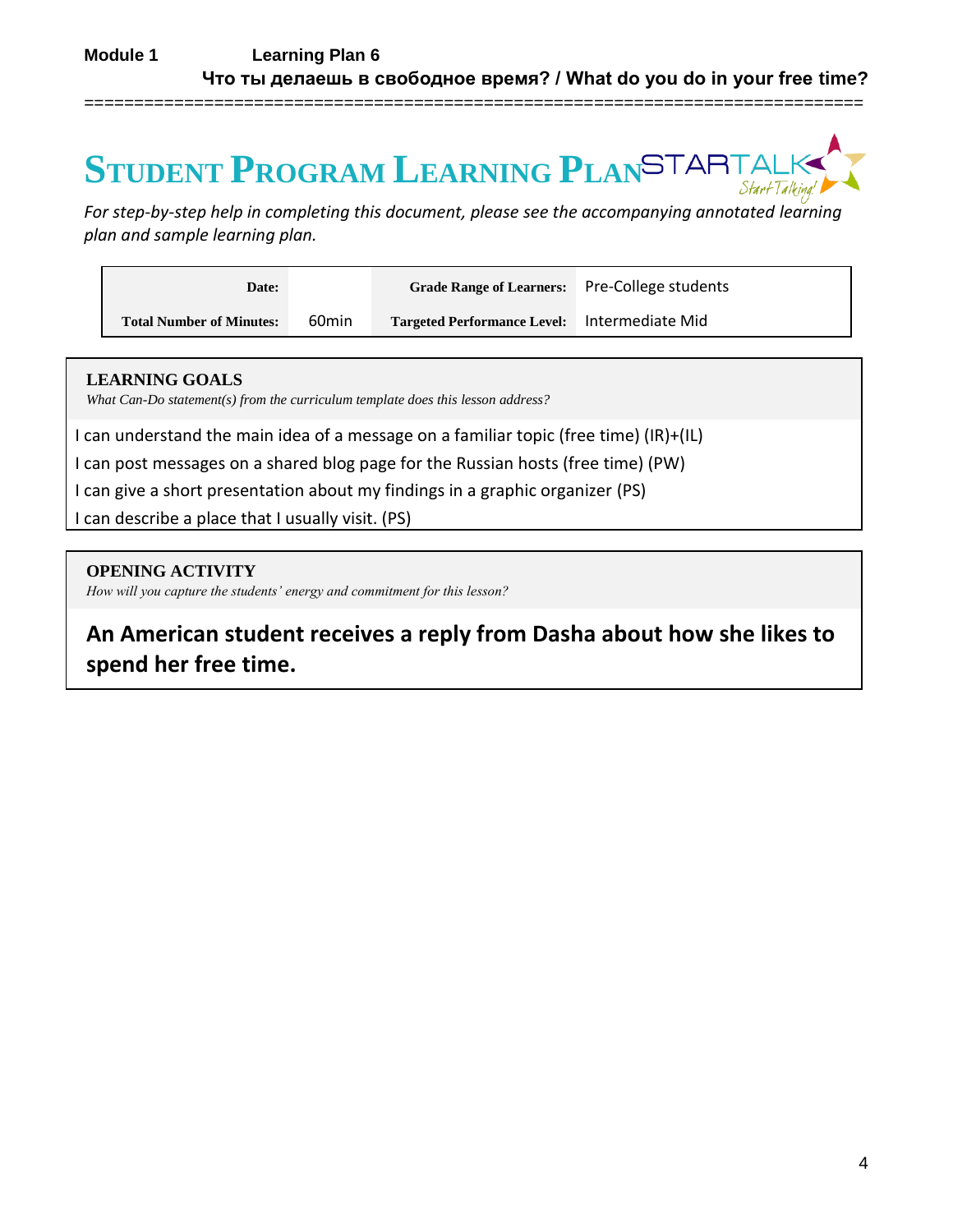**Module 1** **Learning Plan 6**

**Что ты делаешь в свободное время? / What do you do in your free time?**

# STUDENT PROGRAM LEARNING PLAN

*For step-by-step help in completing this document, please see the accompanying annotated learning plan and sample learning plan.*

| | | | |
|---|---|---|---|
| **Date:** | | **Grade Range of Learners:** | Pre-College students |
| **Total Number of Minutes:** | 60min | **Targeted Performance Level:** | Intermediate Mid |

## LEARNING GOALS

*What Can-Do statement(s) from the curriculum template does this lesson address?*

I can understand the main idea of a message on a familiar topic (free time) (IR)+(IL)

I can post messages on a shared blog page for the Russian hosts (free time) (PW)

I can give a short presentation about my findings in a graphic organizer (PS)

I can describe a place that I usually visit. (PS)

## OPENING ACTIVITY

*How will you capture the students' energy and commitment for this lesson?*

**An American student receives a reply from Dasha about how she likes to spend her free time.**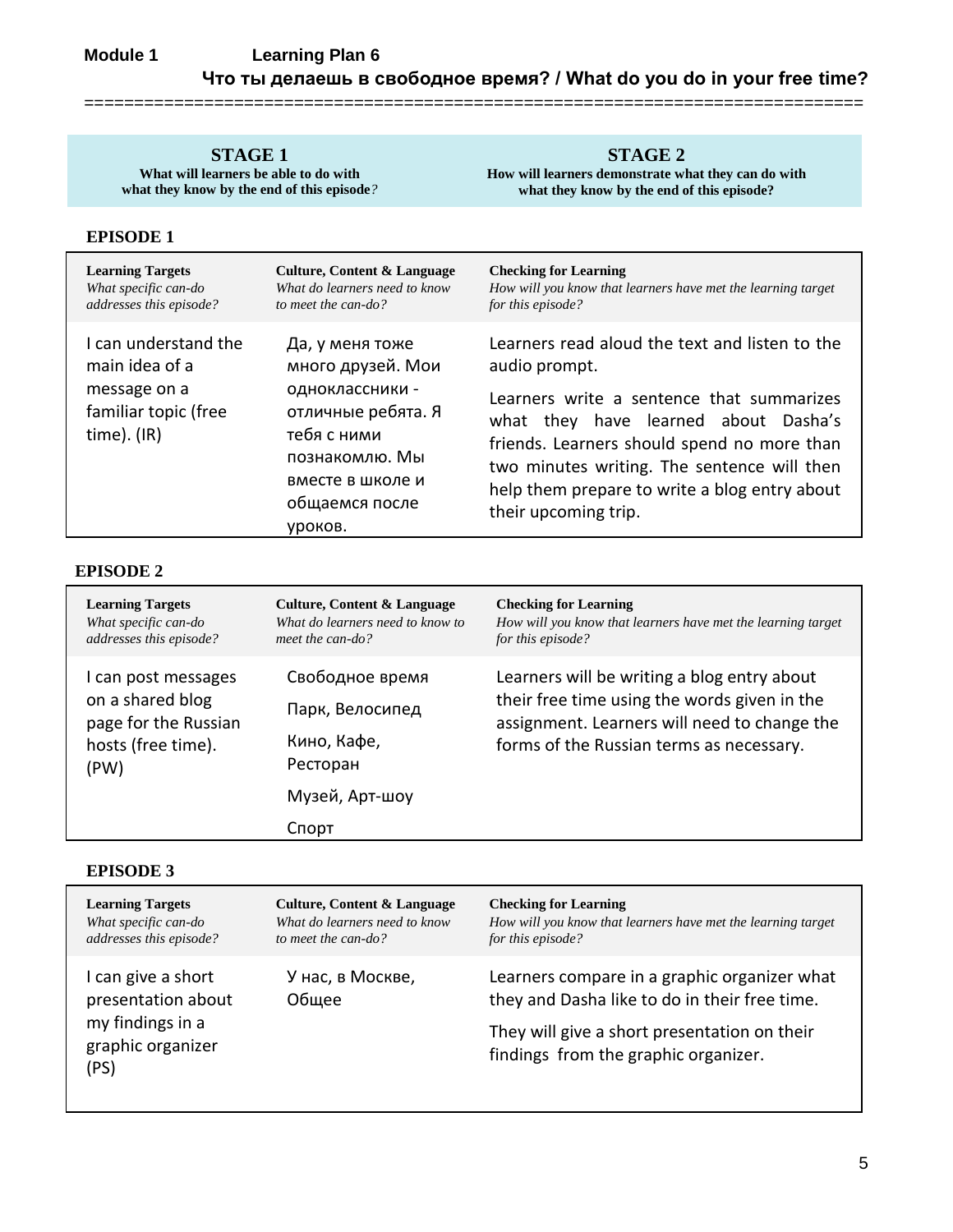**Module 1** **Learning Plan 6**

## Что ты делаешь в свободное время? / What do you do in your free time?

==========================================================================

| STAGE 1<br>What will learners be able to do with what they know by the end of this episode? | STAGE 2<br>How will learners demonstrate what they can do with what they know by the end of this episode? |
|---|---|

### EPISODE 1

| **Learning Targets**<br>*What specific can-do addresses this episode?* | **Culture, Content & Language**<br>*What do learners need to know to meet the can-do?* | **Checking for Learning**<br>*How will you know that learners have met the learning target for this episode?* |
|---|---|---|
| I can understand the main idea of a message on a familiar topic (free time). (IR) | Да, у меня тоже много друзей. Мои одноклассники - отличные ребята. Я тебя с ними познакомлю. Мы вместе в школе и общаемся после уроков. | Learners read aloud the text and listen to the audio prompt.<br><br>Learners write a sentence that summarizes what they have learned about Dasha's friends. Learners should spend no more than two minutes writing. The sentence will then help them prepare to write a blog entry about their upcoming trip. |

### EPISODE 2

| **Learning Targets**<br>*What specific can-do addresses this episode?* | **Culture, Content & Language**<br>*What do learners need to know to meet the can-do?* | **Checking for Learning**<br>*How will you know that learners have met the learning target for this episode?* |
|---|---|---|
| I can post messages on a shared blog page for the Russian hosts (free time). (PW) | Свободное время<br>Парк, Велосипед<br>Кино, Кафе, Ресторан<br>Музей, Арт-шоу<br>Спорт | Learners will be writing a blog entry about their free time using the words given in the assignment. Learners will need to change the forms of the Russian terms as necessary. |

### EPISODE 3

| **Learning Targets**<br>*What specific can-do addresses this episode?* | **Culture, Content & Language**<br>*What do learners need to know to meet the can-do?* | **Checking for Learning**<br>*How will you know that learners have met the learning target for this episode?* |
|---|---|---|
| I can give a short presentation about my findings in a graphic organizer (PS) | У нас, в Москве, Общее | Learners compare in a graphic organizer what they and Dasha like to do in their free time.<br><br>They will give a short presentation on their findings from the graphic organizer. |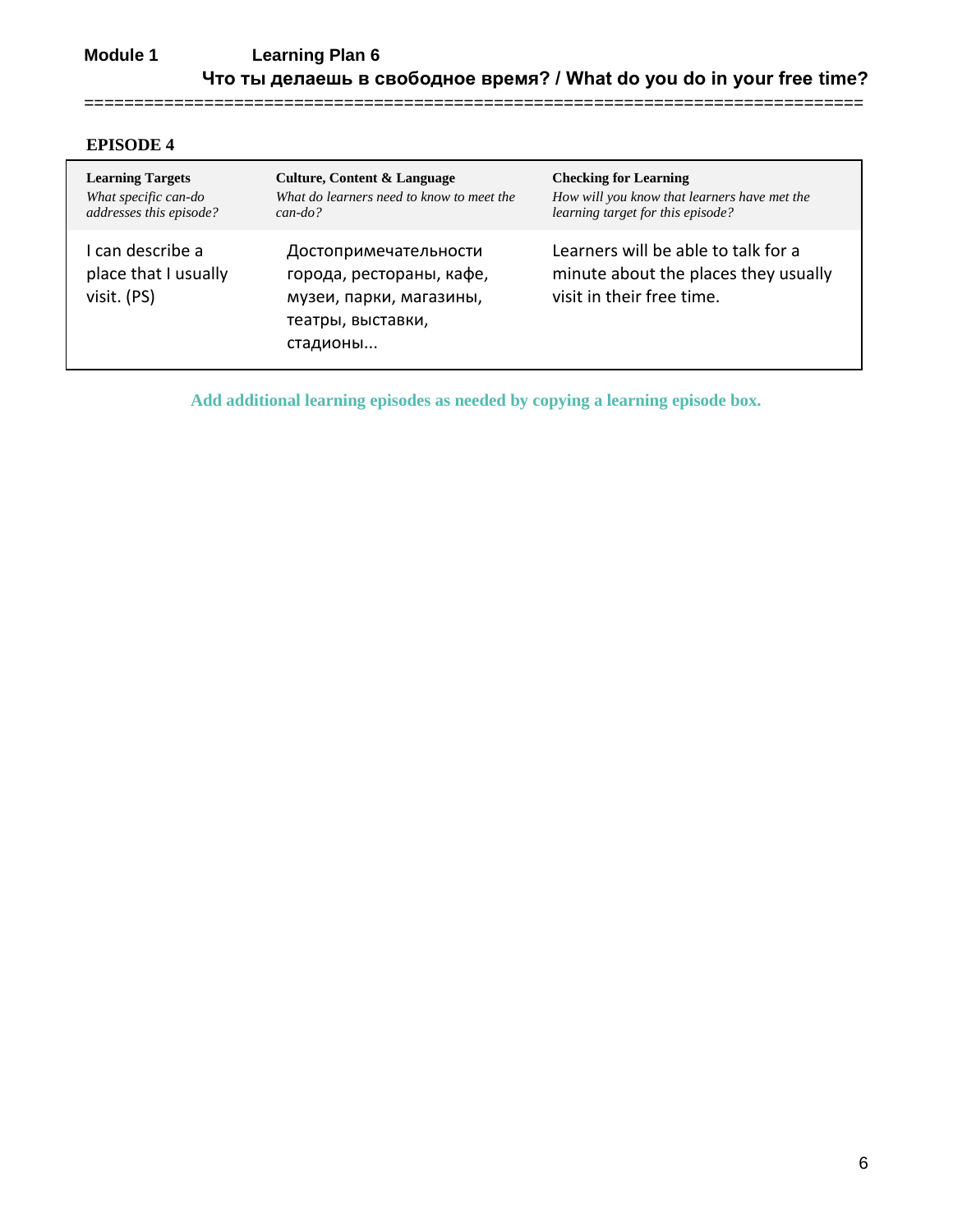**Module 1** **Learning Plan 6**

**Что ты делаешь в свободное время? / What do you do in your free time?**

===========================================================================

**EPISODE 4**

| **Learning Targets** *What specific can-do addresses this episode?* | **Culture, Content & Language** *What do learners need to know to meet the can-do?* | **Checking for Learning** *How will you know that learners have met the learning target for this episode?* |
|---|---|---|
| I can describe a place that I usually visit. (PS) | Достопримечательности города, рестораны, кафе, музеи, парки, магазины, театры, выставки, стадионы... | Learners will be able to talk for a minute about the places they usually visit in their free time. |

**Add additional learning episodes as needed by copying a learning episode box.**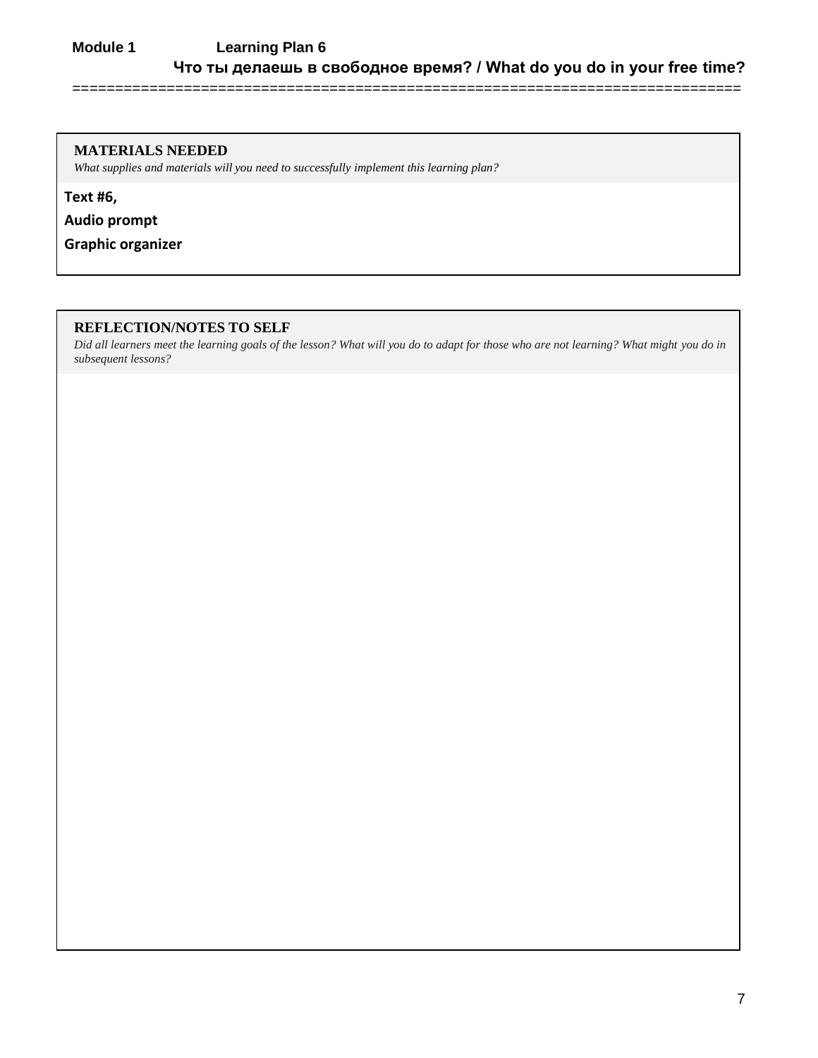**Module 1** **Learning Plan 6**

**Что ты делаешь в свободное время? / What do you do in your free time?**

===========================================================================

**MATERIALS NEEDED**

*What supplies and materials will you need to successfully implement this learning plan?*

**Text #6,**

**Audio prompt**

**Graphic organizer**

**REFLECTION/NOTES TO SELF**

*Did all learners meet the learning goals of the lesson? What will you do to adapt for those who are not learning? What might you do in subsequent lessons?*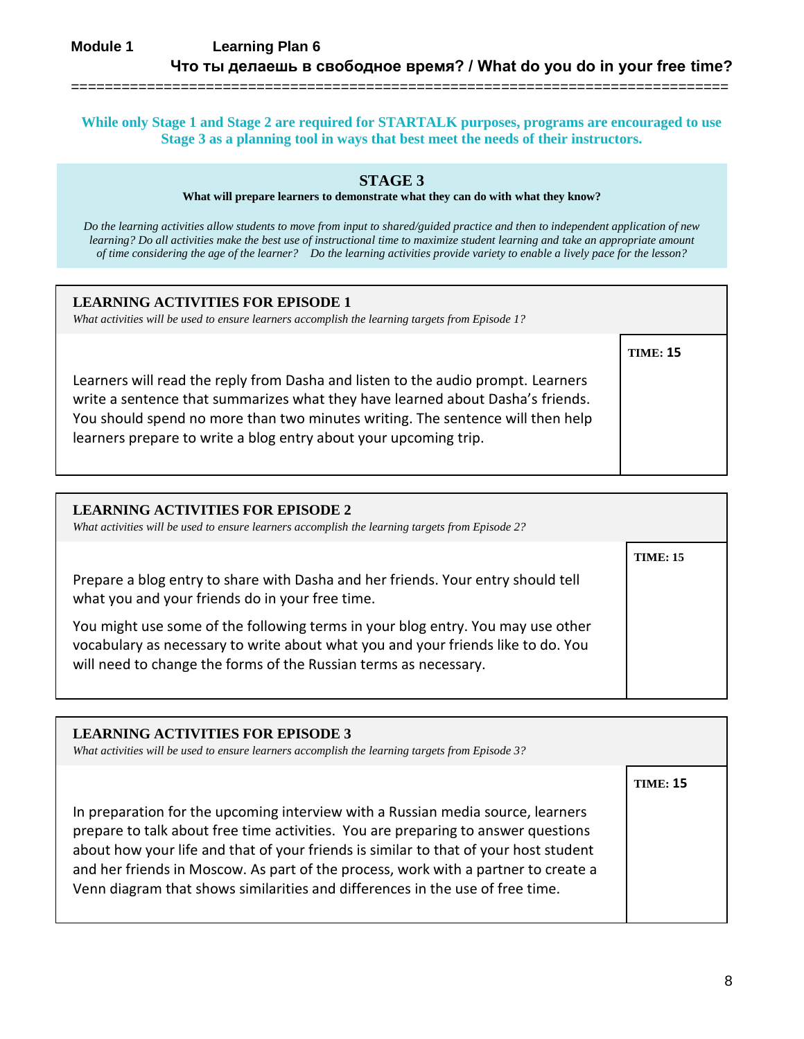**Module 1** **Learning Plan 6**

**Что ты делаешь в свободное время? / What do you do in your free time?**

===========================================================================

**While only Stage 1 and Stage 2 are required for STARTALK purposes, programs are encouraged to use Stage 3 as a planning tool in ways that best meet the needs of their instructors.**

## STAGE 3

**What will prepare learners to demonstrate what they can do with what they know?**

*Do the learning activities allow students to move from input to shared/guided practice and then to independent application of new learning? Do all activities make the best use of instructional time to maximize student learning and take an appropriate amount of time considering the age of the learner? Do the learning activities provide variety to enable a lively pace for the lesson?*

### LEARNING ACTIVITIES FOR EPISODE 1

*What activities will be used to ensure learners accomplish the learning targets from Episode 1?*

| | |
|---|---|
| Learners will read the reply from Dasha and listen to the audio prompt. Learners write a sentence that summarizes what they have learned about Dasha's friends. You should spend no more than two minutes writing. The sentence will then help learners prepare to write a blog entry about your upcoming trip. | **TIME: 15** |

### LEARNING ACTIVITIES FOR EPISODE 2

*What activities will be used to ensure learners accomplish the learning targets from Episode 2?*

| | |
|---|---|
| Prepare a blog entry to share with Dasha and her friends. Your entry should tell what you and your friends do in your free time.<br><br>You might use some of the following terms in your blog entry. You may use other vocabulary as necessary to write about what you and your friends like to do. You will need to change the forms of the Russian terms as necessary. | **TIME: 15** |

### LEARNING ACTIVITIES FOR EPISODE 3

*What activities will be used to ensure learners accomplish the learning targets from Episode 3?*

| | |
|---|---|
| In preparation for the upcoming interview with a Russian media source, learners prepare to talk about free time activities. You are preparing to answer questions about how your life and that of your friends is similar to that of your host student and her friends in Moscow. As part of the process, work with a partner to create a Venn diagram that shows similarities and differences in the use of free time. | **TIME: 15** |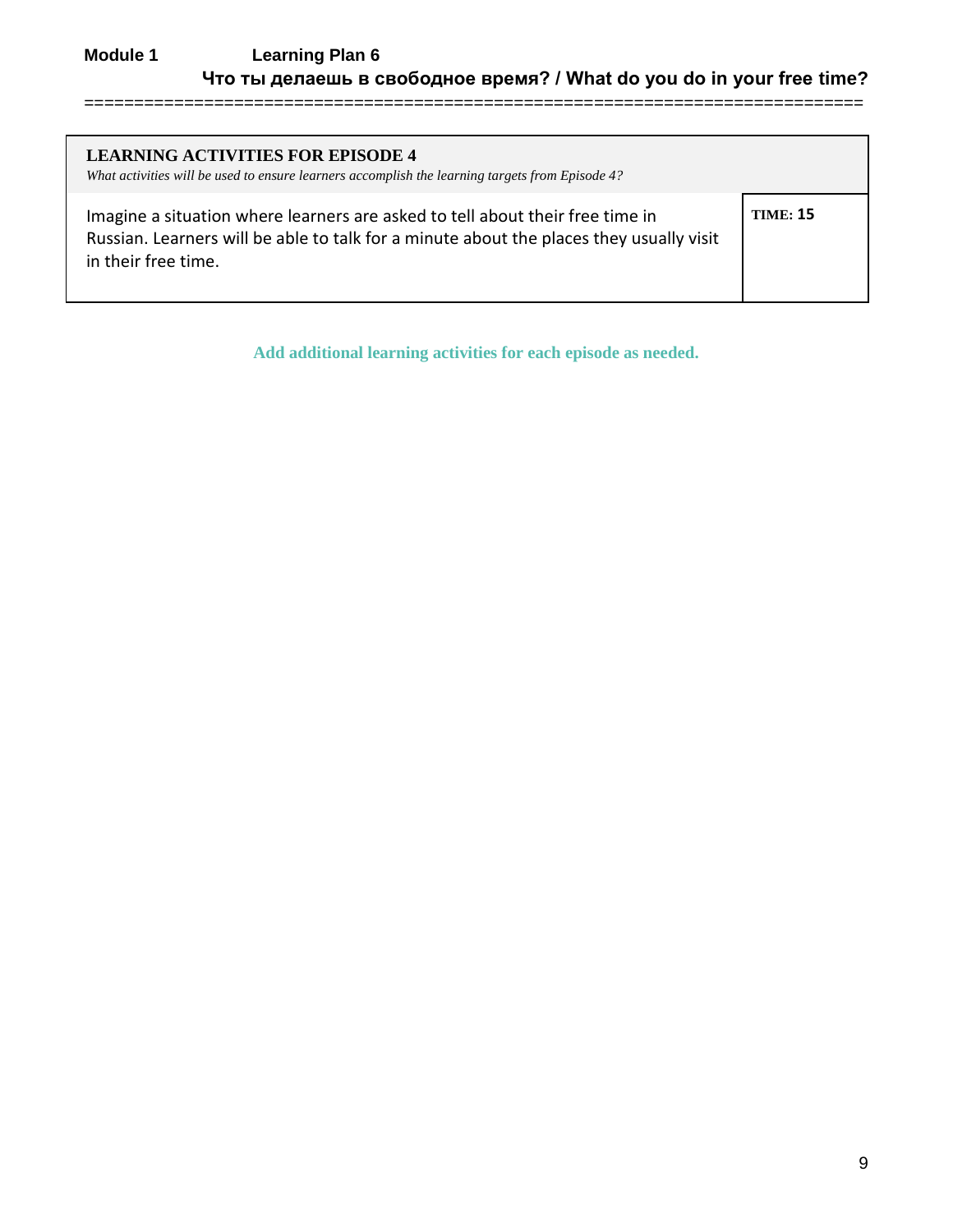**Module 1** **Learning Plan 6**

**Что ты делаешь в свободное время? / What do you do in your free time?**

| **LEARNING ACTIVITIES FOR EPISODE 4**<br>*What activities will be used to ensure learners accomplish the learning targets from Episode 4?* | |
|---|---|
| Imagine a situation where learners are asked to tell about their free time in Russian. Learners will be able to talk for a minute about the places they usually visit in their free time. | **TIME: 15** |

**Add additional learning activities for each episode as needed.**